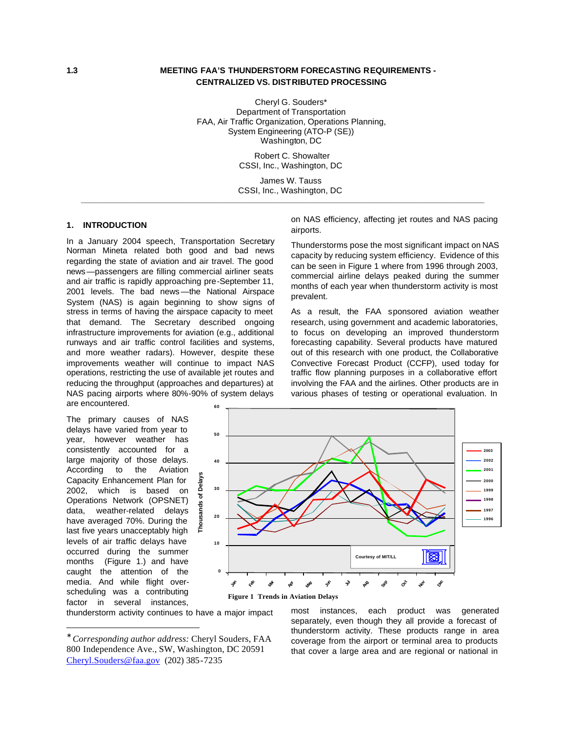**1.3**

# MEETING FAA'S THUNDERSTORM FORECASTING REQUIREMENTS - CENTRALIZED VS. DISTRIBUTED PROCESSING

Cheryl G. Souders*
Department of Transportation
FAA, Air Traffic Organization, Operations Planning,
System Engineering (ATO-P (SE))
Washington, DC

Robert C. Showalter
CSSI, Inc., Washington, DC

James W. Tauss
CSSI, Inc., Washington, DC

## 1. INTRODUCTION

In a January 2004 speech, Transportation Secretary Norman Mineta related both good and bad news regarding the state of aviation and air travel. The good news—passengers are filling commercial airliner seats and air traffic is rapidly approaching pre-September 11, 2001 levels. The bad news—the National Airspace System (NAS) is again beginning to show signs of stress in terms of having the airspace capacity to meet that demand. The Secretary described ongoing infrastructure improvements for aviation (e.g., additional runways and air traffic control facilities and systems, and more weather radars). However, despite these improvements weather will continue to impact NAS operations, restricting the use of available jet routes and reducing the throughput (approaches and departures) at NAS pacing airports where 80%-90% of system delays are encountered.

The primary causes of NAS delays have varied from year to year, however weather has consistently accounted for a large majority of those delays. According to the Aviation Capacity Enhancement Plan for 2002, which is based on Operations Network (OPSNET) data, weather-related delays have averaged 70%. During the last five years unacceptably high levels of air traffic delays have occurred during the summer months (Figure 1.) and have caught the attention of the media. And while flight over-scheduling was a contributing factor in several instances, thunderstorm activity continues to have a major impact on NAS efficiency, affecting jet routes and NAS pacing airports.

Thunderstorms pose the most significant impact on NAS capacity by reducing system efficiency. Evidence of this can be seen in Figure 1 where from 1996 through 2003, commercial airline delays peaked during the summer months of each year when thunderstorm activity is most prevalent.

As a result, the FAA sponsored aviation weather research, using government and academic laboratories, to focus on developing an improved thunderstorm forecasting capability. Several products have matured out of this research with one product, the Collaborative Convective Forecast Product (CCFP), used today for traffic flow planning purposes in a collaborative effort involving the FAA and the airlines. Other products are in various phases of testing or operational evaluation. In most instances, each product was generated separately, even though they all provide a forecast of thunderstorm activity. These products range in area coverage from the airport or terminal area to products that cover a large area and are regional or national in

**Figure 1 Trends in Aviation Delays**

---

\* *Corresponding author address:* Cheryl Souders, FAA 800 Independence Ave., SW, Washington, DC 20591 Cheryl.Souders@faa.gov (202) 385-7235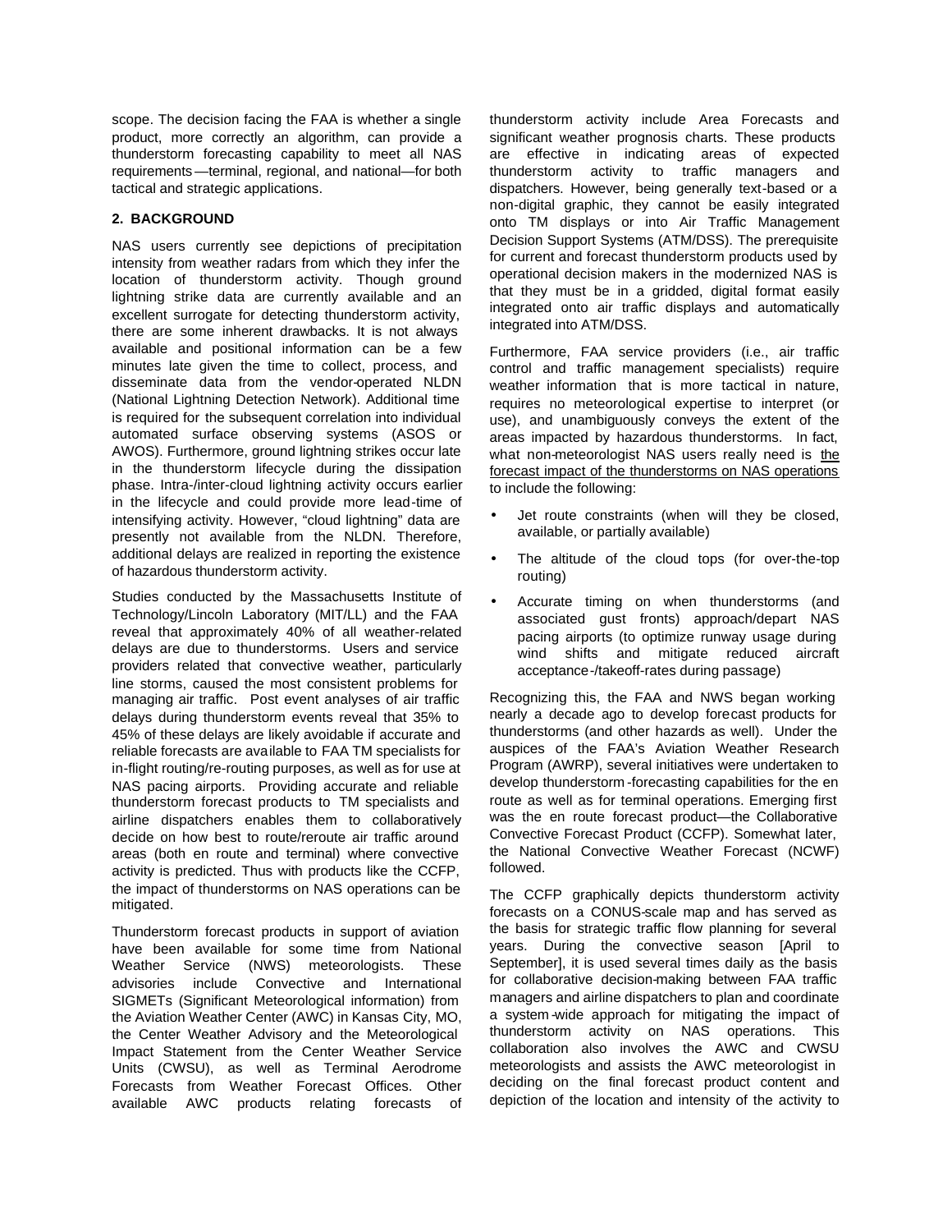scope. The decision facing the FAA is whether a single product, more correctly an algorithm, can provide a thunderstorm forecasting capability to meet all NAS requirements—terminal, regional, and national—for both tactical and strategic applications.

## 2. BACKGROUND

NAS users currently see depictions of precipitation intensity from weather radars from which they infer the location of thunderstorm activity. Though ground lightning strike data are currently available and an excellent surrogate for detecting thunderstorm activity, there are some inherent drawbacks. It is not always available and positional information can be a few minutes late given the time to collect, process, and disseminate data from the vendor-operated NLDN (National Lightning Detection Network). Additional time is required for the subsequent correlation into individual automated surface observing systems (ASOS or AWOS). Furthermore, ground lightning strikes occur late in the thunderstorm lifecycle during the dissipation phase. Intra-/inter-cloud lightning activity occurs earlier in the lifecycle and could provide more lead-time of intensifying activity. However, "cloud lightning" data are presently not available from the NLDN. Therefore, additional delays are realized in reporting the existence of hazardous thunderstorm activity.

Studies conducted by the Massachusetts Institute of Technology/Lincoln Laboratory (MIT/LL) and the FAA reveal that approximately 40% of all weather-related delays are due to thunderstorms. Users and service providers related that convective weather, particularly line storms, caused the most consistent problems for managing air traffic. Post event analyses of air traffic delays during thunderstorm events reveal that 35% to 45% of these delays are likely avoidable if accurate and reliable forecasts are available to FAA TM specialists for in-flight routing/re-routing purposes, as well as for use at NAS pacing airports. Providing accurate and reliable thunderstorm forecast products to TM specialists and airline dispatchers enables them to collaboratively decide on how best to route/reroute air traffic around areas (both en route and terminal) where convective activity is predicted. Thus with products like the CCFP, the impact of thunderstorms on NAS operations can be mitigated.

Thunderstorm forecast products in support of aviation have been available for some time from National Weather Service (NWS) meteorologists. These advisories include Convective and International SIGMETs (Significant Meteorological information) from the Aviation Weather Center (AWC) in Kansas City, MO, the Center Weather Advisory and the Meteorological Impact Statement from the Center Weather Service Units (CWSU), as well as Terminal Aerodrome Forecasts from Weather Forecast Offices. Other available AWC products relating forecasts of thunderstorm activity include Area Forecasts and significant weather prognosis charts. These products are effective in indicating areas of expected thunderstorm activity to traffic managers and dispatchers. However, being generally text-based or a non-digital graphic, they cannot be easily integrated onto TM displays or into Air Traffic Management Decision Support Systems (ATM/DSS). The prerequisite for current and forecast thunderstorm products used by operational decision makers in the modernized NAS is that they must be in a gridded, digital format easily integrated onto air traffic displays and automatically integrated into ATM/DSS.

Furthermore, FAA service providers (i.e., air traffic control and traffic management specialists) require weather information that is more tactical in nature, requires no meteorological expertise to interpret (or use), and unambiguously conveys the extent of the areas impacted by hazardous thunderstorms. In fact, what non-meteorologist NAS users really need is the forecast impact of the thunderstorms on NAS operations to include the following:

- Jet route constraints (when will they be closed, available, or partially available)
- The altitude of the cloud tops (for over-the-top routing)
- Accurate timing on when thunderstorms (and associated gust fronts) approach/depart NAS pacing airports (to optimize runway usage during wind shifts and mitigate reduced aircraft acceptance-/takeoff-rates during passage)

Recognizing this, the FAA and NWS began working nearly a decade ago to develop forecast products for thunderstorms (and other hazards as well). Under the auspices of the FAA's Aviation Weather Research Program (AWRP), several initiatives were undertaken to develop thunderstorm-forecasting capabilities for the en route as well as for terminal operations. Emerging first was the en route forecast product—the Collaborative Convective Forecast Product (CCFP). Somewhat later, the National Convective Weather Forecast (NCWF) followed.

The CCFP graphically depicts thunderstorm activity forecasts on a CONUS-scale map and has served as the basis for strategic traffic flow planning for several years. During the convective season [April to September], it is used several times daily as the basis for collaborative decision-making between FAA traffic managers and airline dispatchers to plan and coordinate a system-wide approach for mitigating the impact of thunderstorm activity on NAS operations. This collaboration also involves the AWC and CWSU meteorologists and assists the AWC meteorologist in deciding on the final forecast product content and depiction of the location and intensity of the activity to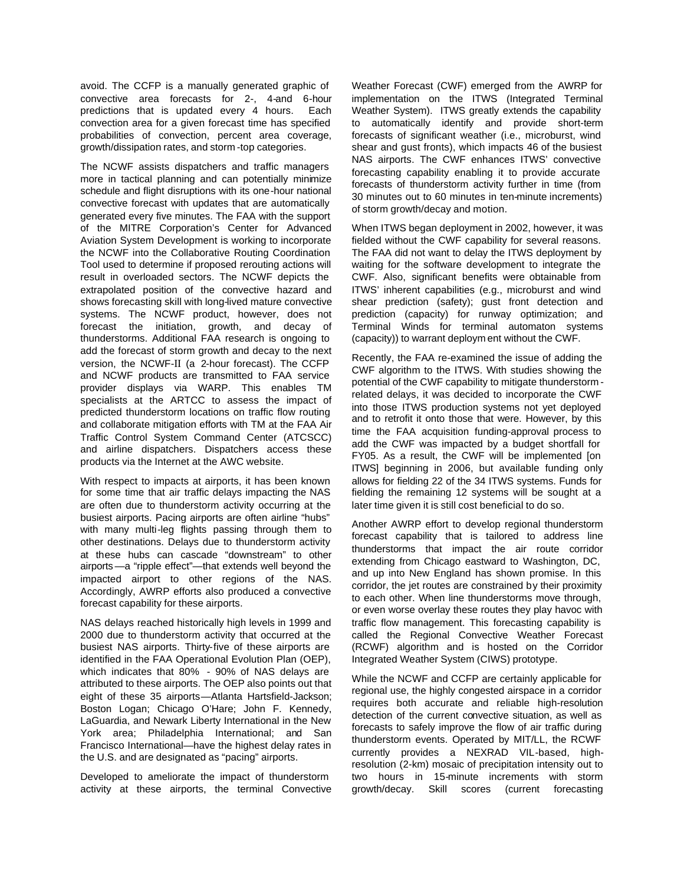avoid. The CCFP is a manually generated graphic of convective area forecasts for 2-, 4-and 6-hour predictions that is updated every 4 hours. Each convection area for a given forecast time has specified probabilities of convection, percent area coverage, growth/dissipation rates, and storm-top categories.

The NCWF assists dispatchers and traffic managers more in tactical planning and can potentially minimize schedule and flight disruptions with its one-hour national convective forecast with updates that are automatically generated every five minutes. The FAA with the support of the MITRE Corporation's Center for Advanced Aviation System Development is working to incorporate the NCWF into the Collaborative Routing Coordination Tool used to determine if proposed rerouting actions will result in overloaded sectors. The NCWF depicts the extrapolated position of the convective hazard and shows forecasting skill with long-lived mature convective systems. The NCWF product, however, does not forecast the initiation, growth, and decay of thunderstorms. Additional FAA research is ongoing to add the forecast of storm growth and decay to the next version, the NCWF-II (a 2-hour forecast). The CCFP and NCWF products are transmitted to FAA service provider displays via WARP. This enables TM specialists at the ARTCC to assess the impact of predicted thunderstorm locations on traffic flow routing and collaborate mitigation efforts with TM at the FAA Air Traffic Control System Command Center (ATCSCC) and airline dispatchers. Dispatchers access these products via the Internet at the AWC website.

With respect to impacts at airports, it has been known for some time that air traffic delays impacting the NAS are often due to thunderstorm activity occurring at the busiest airports. Pacing airports are often airline "hubs" with many multi-leg flights passing through them to other destinations. Delays due to thunderstorm activity at these hubs can cascade "downstream" to other airports—a "ripple effect"—that extends well beyond the impacted airport to other regions of the NAS. Accordingly, AWRP efforts also produced a convective forecast capability for these airports.

NAS delays reached historically high levels in 1999 and 2000 due to thunderstorm activity that occurred at the busiest NAS airports. Thirty-five of these airports are identified in the FAA Operational Evolution Plan (OEP), which indicates that 80% - 90% of NAS delays are attributed to these airports. The OEP also points out that eight of these 35 airports—Atlanta Hartsfield-Jackson; Boston Logan; Chicago O'Hare; John F. Kennedy, LaGuardia, and Newark Liberty International in the New York area; Philadelphia International; and San Francisco International—have the highest delay rates in the U.S. and are designated as "pacing" airports.

Developed to ameliorate the impact of thunderstorm activity at these airports, the terminal Convective Weather Forecast (CWF) emerged from the AWRP for implementation on the ITWS (Integrated Terminal Weather System). ITWS greatly extends the capability to automatically identify and provide short-term forecasts of significant weather (i.e., microburst, wind shear and gust fronts), which impacts 46 of the busiest NAS airports. The CWF enhances ITWS' convective forecasting capability enabling it to provide accurate forecasts of thunderstorm activity further in time (from 30 minutes out to 60 minutes in ten-minute increments) of storm growth/decay and motion.

When ITWS began deployment in 2002, however, it was fielded without the CWF capability for several reasons. The FAA did not want to delay the ITWS deployment by waiting for the software development to integrate the CWF. Also, significant benefits were obtainable from ITWS' inherent capabilities (e.g., microburst and wind shear prediction (safety); gust front detection and prediction (capacity) for runway optimization; and Terminal Winds for terminal automaton systems (capacity)) to warrant deployment without the CWF.

Recently, the FAA re-examined the issue of adding the CWF algorithm to the ITWS. With studies showing the potential of the CWF capability to mitigate thunderstorm-related delays, it was decided to incorporate the CWF into those ITWS production systems not yet deployed and to retrofit it onto those that were. However, by this time the FAA acquisition funding-approval process to add the CWF was impacted by a budget shortfall for FY05. As a result, the CWF will be implemented [on ITWS] beginning in 2006, but available funding only allows for fielding 22 of the 34 ITWS systems. Funds for fielding the remaining 12 systems will be sought at a later time given it is still cost beneficial to do so.

Another AWRP effort to develop regional thunderstorm forecast capability that is tailored to address line thunderstorms that impact the air route corridor extending from Chicago eastward to Washington, DC, and up into New England has shown promise. In this corridor, the jet routes are constrained by their proximity to each other. When line thunderstorms move through, or even worse overlay these routes they play havoc with traffic flow management. This forecasting capability is called the Regional Convective Weather Forecast (RCWF) algorithm and is hosted on the Corridor Integrated Weather System (CIWS) prototype.

While the NCWF and CCFP are certainly applicable for regional use, the highly congested airspace in a corridor requires both accurate and reliable high-resolution detection of the current convective situation, as well as forecasts to safely improve the flow of air traffic during thunderstorm events. Operated by MIT/LL, the RCWF currently provides a NEXRAD VIL-based, high-resolution (2-km) mosaic of precipitation intensity out to two hours in 15-minute increments with storm growth/decay. Skill scores (current forecasting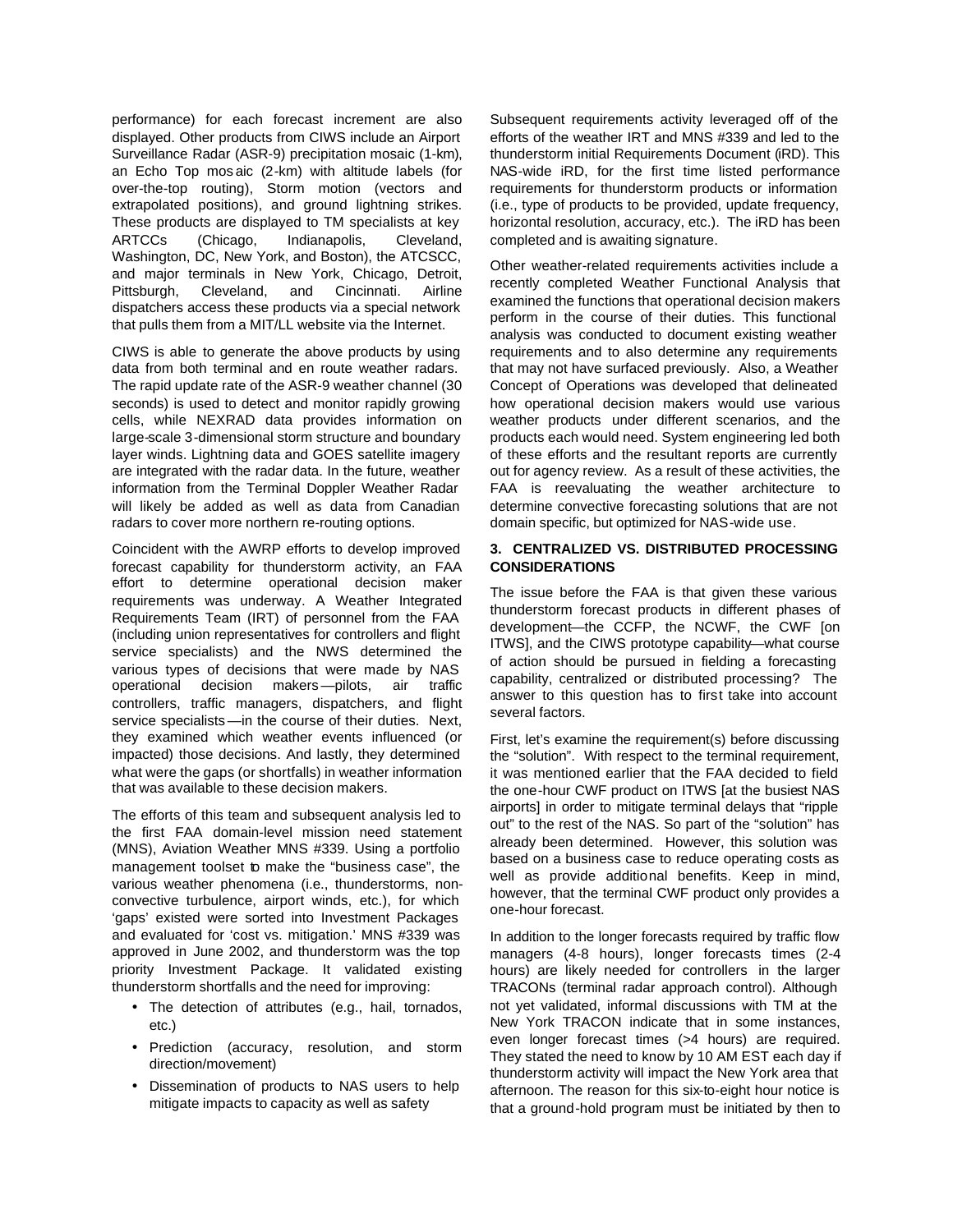performance) for each forecast increment are also displayed. Other products from CIWS include an Airport Surveillance Radar (ASR-9) precipitation mosaic (1-km), an Echo Top mosaic (2-km) with altitude labels (for over-the-top routing), Storm motion (vectors and extrapolated positions), and ground lightning strikes. These products are displayed to TM specialists at key ARTCCs (Chicago, Indianapolis, Cleveland, Washington, DC, New York, and Boston), the ATCSCC, and major terminals in New York, Chicago, Detroit, Pittsburgh, Cleveland, and Cincinnati. Airline dispatchers access these products via a special network that pulls them from a MIT/LL website via the Internet.

CIWS is able to generate the above products by using data from both terminal and en route weather radars. The rapid update rate of the ASR-9 weather channel (30 seconds) is used to detect and monitor rapidly growing cells, while NEXRAD data provides information on large-scale 3-dimensional storm structure and boundary layer winds. Lightning data and GOES satellite imagery are integrated with the radar data. In the future, weather information from the Terminal Doppler Weather Radar will likely be added as well as data from Canadian radars to cover more northern re-routing options.

Coincident with the AWRP efforts to develop improved forecast capability for thunderstorm activity, an FAA effort to determine operational decision maker requirements was underway. A Weather Integrated Requirements Team (IRT) of personnel from the FAA (including union representatives for controllers and flight service specialists) and the NWS determined the various types of decisions that were made by NAS operational decision makers—pilots, air traffic controllers, traffic managers, dispatchers, and flight service specialists—in the course of their duties. Next, they examined which weather events influenced (or impacted) those decisions. And lastly, they determined what were the gaps (or shortfalls) in weather information that was available to these decision makers.

The efforts of this team and subsequent analysis led to the first FAA domain-level mission need statement (MNS), Aviation Weather MNS #339. Using a portfolio management toolset to make the "business case", the various weather phenomena (i.e., thunderstorms, non-convective turbulence, airport winds, etc.), for which 'gaps' existed were sorted into Investment Packages and evaluated for 'cost vs. mitigation.' MNS #339 was approved in June 2002, and thunderstorm was the top priority Investment Package. It validated existing thunderstorm shortfalls and the need for improving:

- The detection of attributes (e.g., hail, tornados, etc.)
- Prediction (accuracy, resolution, and storm direction/movement)
- Dissemination of products to NAS users to help mitigate impacts to capacity as well as safety

Subsequent requirements activity leveraged off of the efforts of the weather IRT and MNS #339 and led to the thunderstorm initial Requirements Document (iRD). This NAS-wide iRD, for the first time listed performance requirements for thunderstorm products or information (i.e., type of products to be provided, update frequency, horizontal resolution, accuracy, etc.). The iRD has been completed and is awaiting signature.

Other weather-related requirements activities include a recently completed Weather Functional Analysis that examined the functions that operational decision makers perform in the course of their duties. This functional analysis was conducted to document existing weather requirements and to also determine any requirements that may not have surfaced previously. Also, a Weather Concept of Operations was developed that delineated how operational decision makers would use various weather products under different scenarios, and the products each would need. System engineering led both of these efforts and the resultant reports are currently out for agency review. As a result of these activities, the FAA is reevaluating the weather architecture to determine convective forecasting solutions that are not domain specific, but optimized for NAS-wide use.

## 3. CENTRALIZED VS. DISTRIBUTED PROCESSING CONSIDERATIONS

The issue before the FAA is that given these various thunderstorm forecast products in different phases of development—the CCFP, the NCWF, the CWF [on ITWS], and the CIWS prototype capability—what course of action should be pursued in fielding a forecasting capability, centralized or distributed processing? The answer to this question has to first take into account several factors.

First, let's examine the requirement(s) before discussing the "solution". With respect to the terminal requirement, it was mentioned earlier that the FAA decided to field the one-hour CWF product on ITWS [at the busiest NAS airports] in order to mitigate terminal delays that "ripple out" to the rest of the NAS. So part of the "solution" has already been determined. However, this solution was based on a business case to reduce operating costs as well as provide additional benefits. Keep in mind, however, that the terminal CWF product only provides a one-hour forecast.

In addition to the longer forecasts required by traffic flow managers (4-8 hours), longer forecasts times (2-4 hours) are likely needed for controllers in the larger TRACONs (terminal radar approach control). Although not yet validated, informal discussions with TM at the New York TRACON indicate that in some instances, even longer forecast times (>4 hours) are required. They stated the need to know by 10 AM EST each day if thunderstorm activity will impact the New York area that afternoon. The reason for this six-to-eight hour notice is that a ground-hold program must be initiated by then to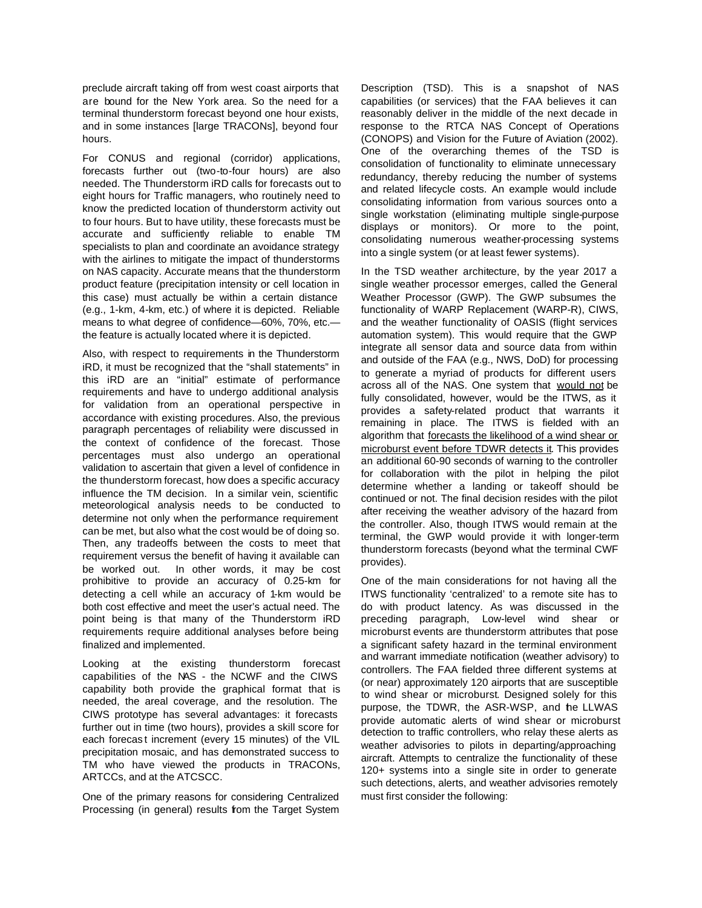preclude aircraft taking off from west coast airports that are bound for the New York area. So the need for a terminal thunderstorm forecast beyond one hour exists, and in some instances [large TRACONs], beyond four hours.

For CONUS and regional (corridor) applications, forecasts further out (two-to-four hours) are also needed. The Thunderstorm iRD calls for forecasts out to eight hours for Traffic managers, who routinely need to know the predicted location of thunderstorm activity out to four hours. But to have utility, these forecasts must be accurate and sufficiently reliable to enable TM specialists to plan and coordinate an avoidance strategy with the airlines to mitigate the impact of thunderstorms on NAS capacity. Accurate means that the thunderstorm product feature (precipitation intensity or cell location in this case) must actually be within a certain distance (e.g., 1-km, 4-km, etc.) of where it is depicted. Reliable means to what degree of confidence—60%, 70%, etc.—the feature is actually located where it is depicted.

Also, with respect to requirements in the Thunderstorm iRD, it must be recognized that the "shall statements" in this iRD are an "initial" estimate of performance requirements and have to undergo additional analysis for validation from an operational perspective in accordance with existing procedures. Also, the previous paragraph percentages of reliability were discussed in the context of confidence of the forecast. Those percentages must also undergo an operational validation to ascertain that given a level of confidence in the thunderstorm forecast, how does a specific accuracy influence the TM decision. In a similar vein, scientific meteorological analysis needs to be conducted to determine not only when the performance requirement can be met, but also what the cost would be of doing so. Then, any tradeoffs between the costs to meet that requirement versus the benefit of having it available can be worked out. In other words, it may be cost prohibitive to provide an accuracy of 0.25-km for detecting a cell while an accuracy of 1-km would be both cost effective and meet the user's actual need. The point being is that many of the Thunderstorm iRD requirements require additional analyses before being finalized and implemented.

Looking at the existing thunderstorm forecast capabilities of the NAS - the NCWF and the CIWS capability both provide the graphical format that is needed, the areal coverage, and the resolution. The CIWS prototype has several advantages: it forecasts further out in time (two hours), provides a skill score for each forecast increment (every 15 minutes) of the VIL precipitation mosaic, and has demonstrated success to TM who have viewed the products in TRACONs, ARTCCs, and at the ATCSCC.

One of the primary reasons for considering Centralized Processing (in general) results from the Target System Description (TSD). This is a snapshot of NAS capabilities (or services) that the FAA believes it can reasonably deliver in the middle of the next decade in response to the RTCA NAS Concept of Operations (CONOPS) and Vision for the Future of Aviation (2002). One of the overarching themes of the TSD is consolidation of functionality to eliminate unnecessary redundancy, thereby reducing the number of systems and related lifecycle costs. An example would include consolidating information from various sources onto a single workstation (eliminating multiple single-purpose displays or monitors). Or more to the point, consolidating numerous weather-processing systems into a single system (or at least fewer systems).

In the TSD weather architecture, by the year 2017 a single weather processor emerges, called the General Weather Processor (GWP). The GWP subsumes the functionality of WARP Replacement (WARP-R), CIWS, and the weather functionality of OASIS (flight services automation system). This would require that the GWP integrate all sensor data and source data from within and outside of the FAA (e.g., NWS, DoD) for processing to generate a myriad of products for different users across all of the NAS. One system that <u>would not</u> be fully consolidated, however, would be the ITWS, as it provides a safety-related product that warrants it remaining in place. The ITWS is fielded with an algorithm that <u>forecasts the likelihood of a wind shear or microburst event before TDWR detects it</u>. This provides an additional 60-90 seconds of warning to the controller for collaboration with the pilot in helping the pilot determine whether a landing or takeoff should be continued or not. The final decision resides with the pilot after receiving the weather advisory of the hazard from the controller. Also, though ITWS would remain at the terminal, the GWP would provide it with longer-term thunderstorm forecasts (beyond what the terminal CWF provides).

One of the main considerations for not having all the ITWS functionality 'centralized' to a remote site has to do with product latency. As was discussed in the preceding paragraph, Low-level wind shear or microburst events are thunderstorm attributes that pose a significant safety hazard in the terminal environment and warrant immediate notification (weather advisory) to controllers. The FAA fielded three different systems at (or near) approximately 120 airports that are susceptible to wind shear or microburst. Designed solely for this purpose, the TDWR, the ASR-WSP, and the LLWAS provide automatic alerts of wind shear or microburst detection to traffic controllers, who relay these alerts as weather advisories to pilots in departing/approaching aircraft. Attempts to centralize the functionality of these 120+ systems into a single site in order to generate such detections, alerts, and weather advisories remotely must first consider the following: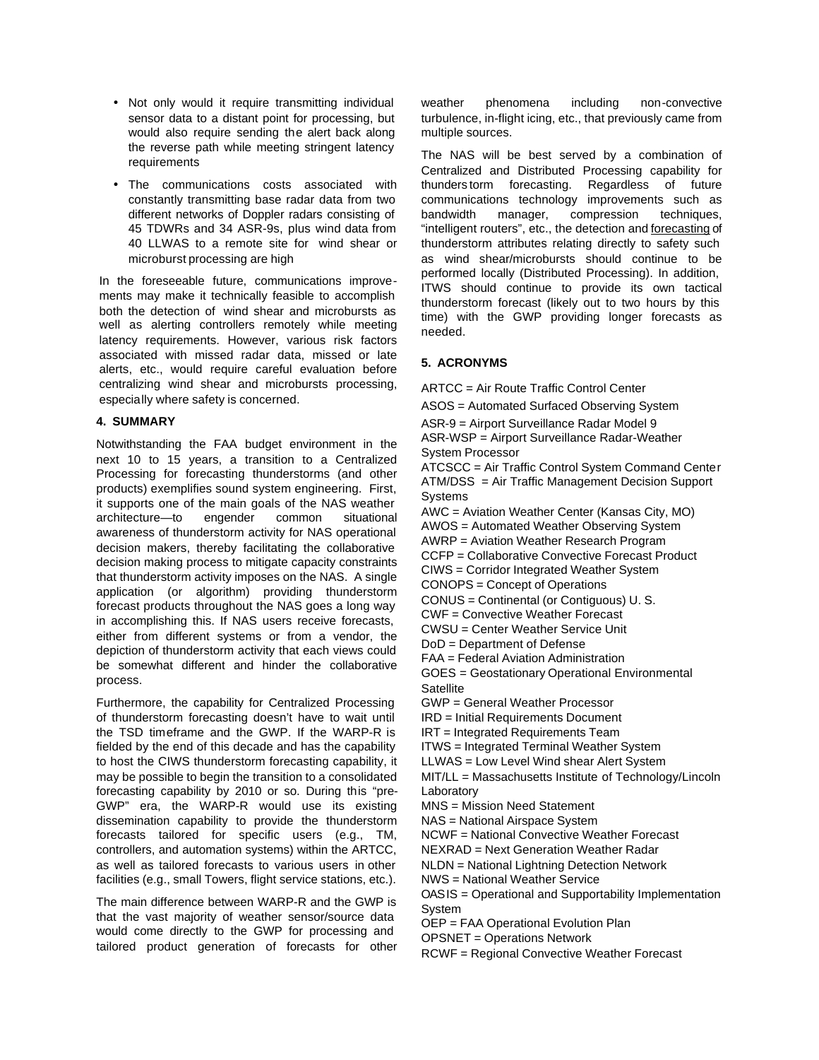- Not only would it require transmitting individual sensor data to a distant point for processing, but would also require sending the alert back along the reverse path while meeting stringent latency requirements
- The communications costs associated with constantly transmitting base radar data from two different networks of Doppler radars consisting of 45 TDWRs and 34 ASR-9s, plus wind data from 40 LLWAS to a remote site for wind shear or microburst processing are high

In the foreseeable future, communications improvements may make it technically feasible to accomplish both the detection of wind shear and microbursts as well as alerting controllers remotely while meeting latency requirements. However, various risk factors associated with missed radar data, missed or late alerts, etc., would require careful evaluation before centralizing wind shear and microbursts processing, especially where safety is concerned.

## 4. SUMMARY

Notwithstanding the FAA budget environment in the next 10 to 15 years, a transition to a Centralized Processing for forecasting thunderstorms (and other products) exemplifies sound system engineering. First, it supports one of the main goals of the NAS weather architecture—to engender common situational awareness of thunderstorm activity for NAS operational decision makers, thereby facilitating the collaborative decision making process to mitigate capacity constraints that thunderstorm activity imposes on the NAS. A single application (or algorithm) providing thunderstorm forecast products throughout the NAS goes a long way in accomplishing this. If NAS users receive forecasts, either from different systems or from a vendor, the depiction of thunderstorm activity that each views could be somewhat different and hinder the collaborative process.

Furthermore, the capability for Centralized Processing of thunderstorm forecasting doesn't have to wait until the TSD timeframe and the GWP. If the WARP-R is fielded by the end of this decade and has the capability to host the CIWS thunderstorm forecasting capability, it may be possible to begin the transition to a consolidated forecasting capability by 2010 or so. During this "pre-GWP" era, the WARP-R would use its existing dissemination capability to provide the thunderstorm forecasts tailored for specific users (e.g., TM, controllers, and automation systems) within the ARTCC, as well as tailored forecasts to various users in other facilities (e.g., small Towers, flight service stations, etc.).

The main difference between WARP-R and the GWP is that the vast majority of weather sensor/source data would come directly to the GWP for processing and tailored product generation of forecasts for other weather phenomena including non-convective turbulence, in-flight icing, etc., that previously came from multiple sources.

The NAS will be best served by a combination of Centralized and Distributed Processing capability for thunderstorm forecasting. Regardless of future communications technology improvements such as bandwidth manager, compression techniques, "intelligent routers", etc., the detection and forecasting of thunderstorm attributes relating directly to safety such as wind shear/microbursts should continue to be performed locally (Distributed Processing). In addition, ITWS should continue to provide its own tactical thunderstorm forecast (likely out to two hours by this time) with the GWP providing longer forecasts as needed.

## 5. ACRONYMS

ARTCC = Air Route Traffic Control Center
ASOS = Automated Surfaced Observing System
ASR-9 = Airport Surveillance Radar Model 9
ASR-WSP = Airport Surveillance Radar-Weather System Processor
ATCSCC = Air Traffic Control System Command Center
ATM/DSS = Air Traffic Management Decision Support Systems
AWC = Aviation Weather Center (Kansas City, MO)
AWOS = Automated Weather Observing System
AWRP = Aviation Weather Research Program
CCFP = Collaborative Convective Forecast Product
CIWS = Corridor Integrated Weather System
CONOPS = Concept of Operations
CONUS = Continental (or Contiguous) U. S.
CWF = Convective Weather Forecast
CWSU = Center Weather Service Unit
DoD = Department of Defense
FAA = Federal Aviation Administration
GOES = Geostationary Operational Environmental Satellite
GWP = General Weather Processor
IRD = Initial Requirements Document
IRT = Integrated Requirements Team
ITWS = Integrated Terminal Weather System
LLWAS = Low Level Wind shear Alert System
MIT/LL = Massachusetts Institute of Technology/Lincoln Laboratory
MNS = Mission Need Statement
NAS = National Airspace System
NCWF = National Convective Weather Forecast
NEXRAD = Next Generation Weather Radar
NLDN = National Lightning Detection Network
NWS = National Weather Service
OASIS = Operational and Supportability Implementation System
OEP = FAA Operational Evolution Plan
OPSNET = Operations Network
RCWF = Regional Convective Weather Forecast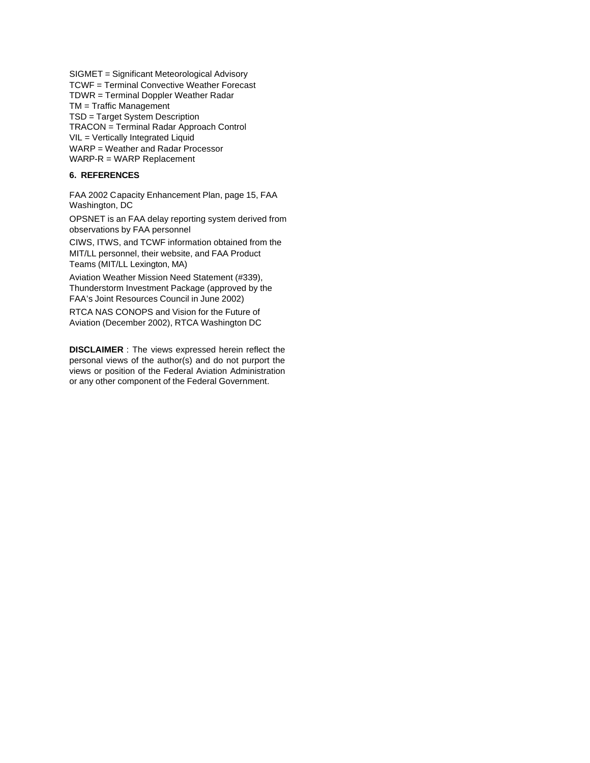SIGMET = Significant Meteorological Advisory
TCWF = Terminal Convective Weather Forecast
TDWR = Terminal Doppler Weather Radar
TM = Traffic Management
TSD = Target System Description
TRACON = Terminal Radar Approach Control
VIL = Vertically Integrated Liquid
WARP = Weather and Radar Processor
WARP-R = WARP Replacement

## 6. REFERENCES

FAA 2002 Capacity Enhancement Plan, page 15, FAA Washington, DC

OPSNET is an FAA delay reporting system derived from observations by FAA personnel

CIWS, ITWS, and TCWF information obtained from the MIT/LL personnel, their website, and FAA Product Teams (MIT/LL Lexington, MA)

Aviation Weather Mission Need Statement (#339), Thunderstorm Investment Package (approved by the FAA's Joint Resources Council in June 2002)

RTCA NAS CONOPS and Vision for the Future of Aviation (December 2002), RTCA Washington DC

**DISCLAIMER** : The views expressed herein reflect the personal views of the author(s) and do not purport the views or position of the Federal Aviation Administration or any other component of the Federal Government.